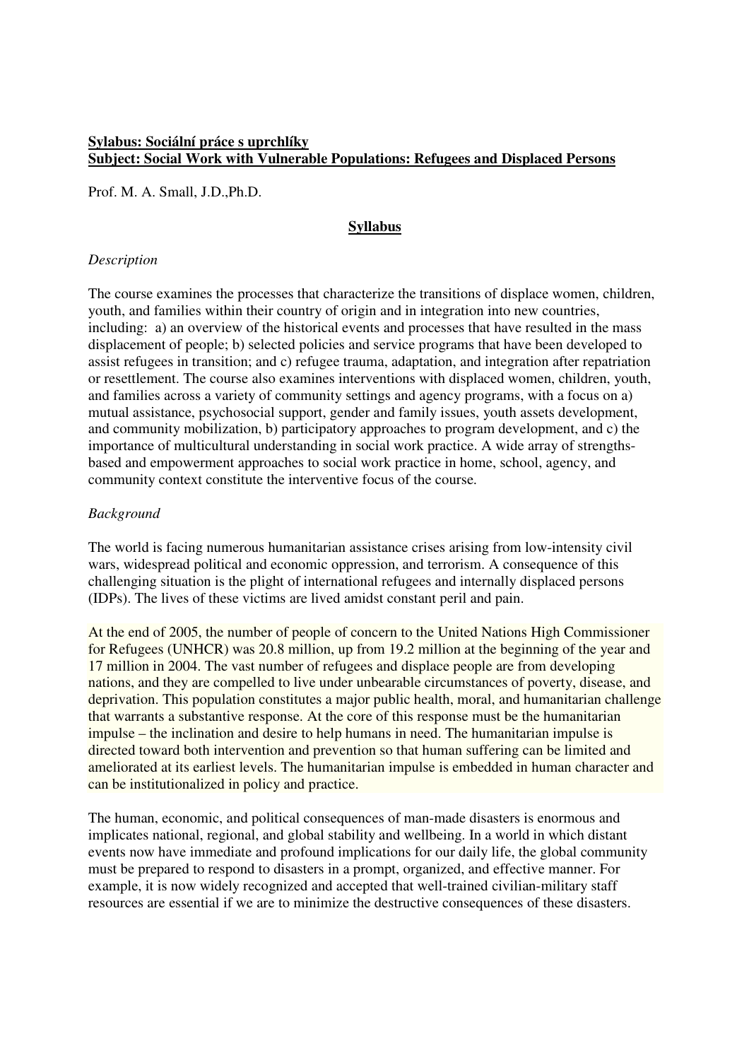**Sylabus: Sociální práce s uprchlíky**
**Subject: Social Work with Vulnerable Populations: Refugees and Displaced Persons**

Prof. M. A. Small, J.D.,Ph.D.

# Syllabus

*Description*

The course examines the processes that characterize the transitions of displace women, children, youth, and families within their country of origin and in integration into new countries, including: a) an overview of the historical events and processes that have resulted in the mass displacement of people; b) selected policies and service programs that have been developed to assist refugees in transition; and c) refugee trauma, adaptation, and integration after repatriation or resettlement. The course also examines interventions with displaced women, children, youth, and families across a variety of community settings and agency programs, with a focus on a) mutual assistance, psychosocial support, gender and family issues, youth assets development, and community mobilization, b) participatory approaches to program development, and c) the importance of multicultural understanding in social work practice. A wide array of strengths-based and empowerment approaches to social work practice in home, school, agency, and community context constitute the interventive focus of the course.

*Background*

The world is facing numerous humanitarian assistance crises arising from low-intensity civil wars, widespread political and economic oppression, and terrorism. A consequence of this challenging situation is the plight of international refugees and internally displaced persons (IDPs). The lives of these victims are lived amidst constant peril and pain.

At the end of 2005, the number of people of concern to the United Nations High Commissioner for Refugees (UNHCR) was 20.8 million, up from 19.2 million at the beginning of the year and 17 million in 2004. The vast number of refugees and displace people are from developing nations, and they are compelled to live under unbearable circumstances of poverty, disease, and deprivation. This population constitutes a major public health, moral, and humanitarian challenge that warrants a substantive response. At the core of this response must be the humanitarian impulse – the inclination and desire to help humans in need. The humanitarian impulse is directed toward both intervention and prevention so that human suffering can be limited and ameliorated at its earliest levels. The humanitarian impulse is embedded in human character and can be institutionalized in policy and practice.

The human, economic, and political consequences of man-made disasters is enormous and implicates national, regional, and global stability and wellbeing. In a world in which distant events now have immediate and profound implications for our daily life, the global community must be prepared to respond to disasters in a prompt, organized, and effective manner. For example, it is now widely recognized and accepted that well-trained civilian-military staff resources are essential if we are to minimize the destructive consequences of these disasters.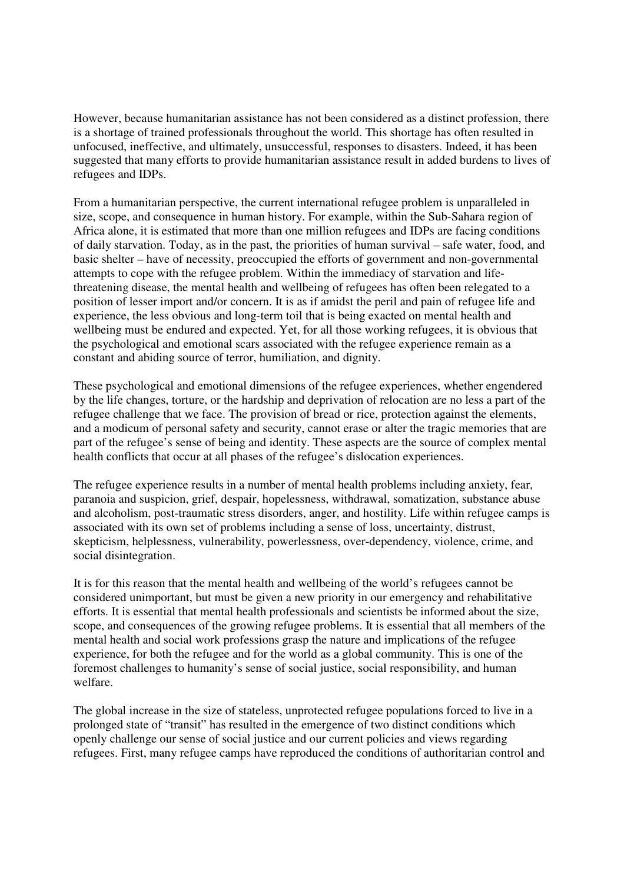However, because humanitarian assistance has not been considered as a distinct profession, there is a shortage of trained professionals throughout the world. This shortage has often resulted in unfocused, ineffective, and ultimately, unsuccessful, responses to disasters. Indeed, it has been suggested that many efforts to provide humanitarian assistance result in added burdens to lives of refugees and IDPs.

From a humanitarian perspective, the current international refugee problem is unparalleled in size, scope, and consequence in human history. For example, within the Sub-Sahara region of Africa alone, it is estimated that more than one million refugees and IDPs are facing conditions of daily starvation. Today, as in the past, the priorities of human survival – safe water, food, and basic shelter – have of necessity, preoccupied the efforts of government and non-governmental attempts to cope with the refugee problem. Within the immediacy of starvation and life-threatening disease, the mental health and wellbeing of refugees has often been relegated to a position of lesser import and/or concern. It is as if amidst the peril and pain of refugee life and experience, the less obvious and long-term toil that is being exacted on mental health and wellbeing must be endured and expected. Yet, for all those working refugees, it is obvious that the psychological and emotional scars associated with the refugee experience remain as a constant and abiding source of terror, humiliation, and dignity.

These psychological and emotional dimensions of the refugee experiences, whether engendered by the life changes, torture, or the hardship and deprivation of relocation are no less a part of the refugee challenge that we face. The provision of bread or rice, protection against the elements, and a modicum of personal safety and security, cannot erase or alter the tragic memories that are part of the refugee's sense of being and identity. These aspects are the source of complex mental health conflicts that occur at all phases of the refugee's dislocation experiences.

The refugee experience results in a number of mental health problems including anxiety, fear, paranoia and suspicion, grief, despair, hopelessness, withdrawal, somatization, substance abuse and alcoholism, post-traumatic stress disorders, anger, and hostility. Life within refugee camps is associated with its own set of problems including a sense of loss, uncertainty, distrust, skepticism, helplessness, vulnerability, powerlessness, over-dependency, violence, crime, and social disintegration.

It is for this reason that the mental health and wellbeing of the world's refugees cannot be considered unimportant, but must be given a new priority in our emergency and rehabilitative efforts. It is essential that mental health professionals and scientists be informed about the size, scope, and consequences of the growing refugee problems. It is essential that all members of the mental health and social work professions grasp the nature and implications of the refugee experience, for both the refugee and for the world as a global community. This is one of the foremost challenges to humanity's sense of social justice, social responsibility, and human welfare.

The global increase in the size of stateless, unprotected refugee populations forced to live in a prolonged state of "transit" has resulted in the emergence of two distinct conditions which openly challenge our sense of social justice and our current policies and views regarding refugees. First, many refugee camps have reproduced the conditions of authoritarian control and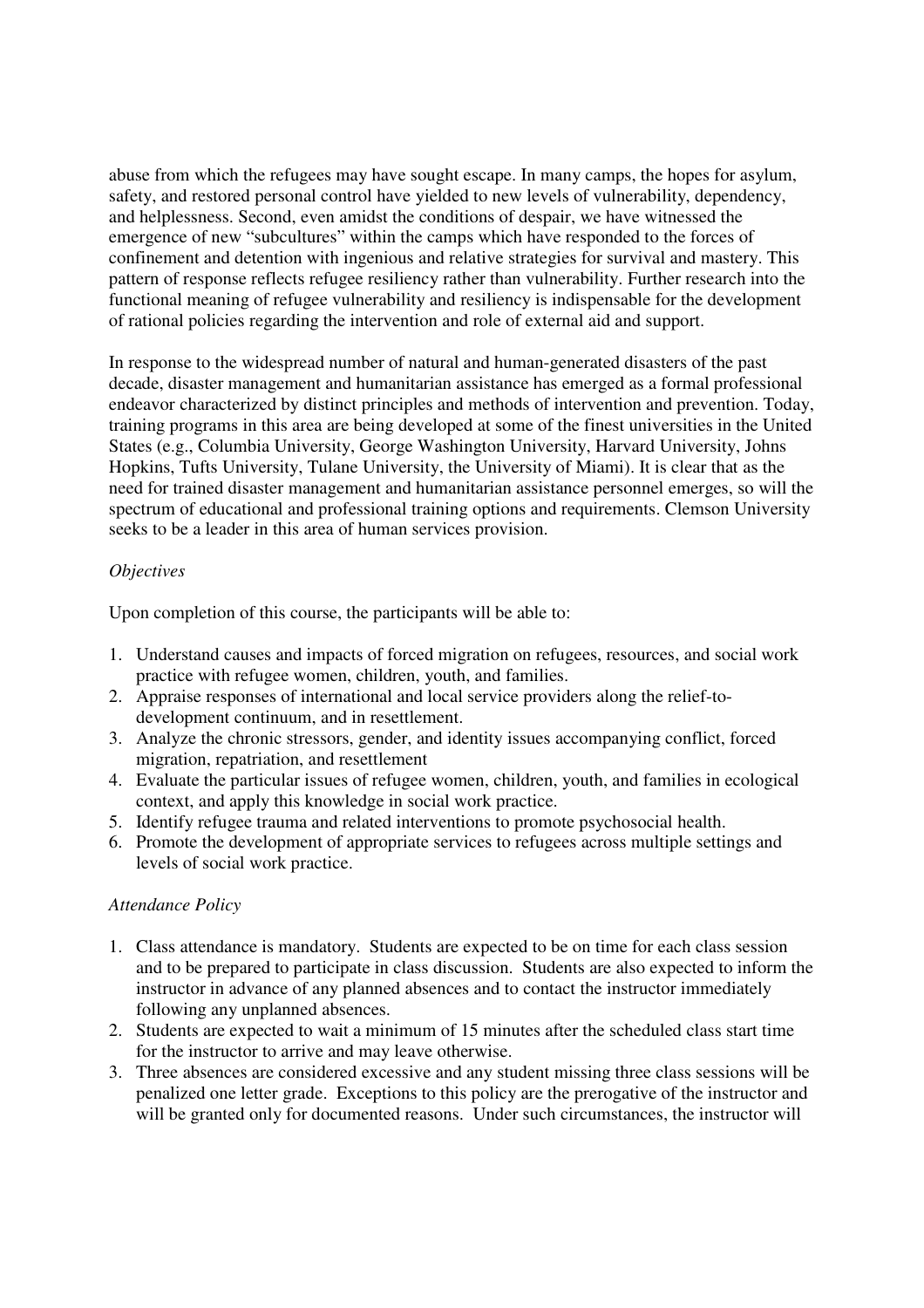abuse from which the refugees may have sought escape. In many camps, the hopes for asylum, safety, and restored personal control have yielded to new levels of vulnerability, dependency, and helplessness. Second, even amidst the conditions of despair, we have witnessed the emergence of new "subcultures" within the camps which have responded to the forces of confinement and detention with ingenious and relative strategies for survival and mastery. This pattern of response reflects refugee resiliency rather than vulnerability. Further research into the functional meaning of refugee vulnerability and resiliency is indispensable for the development of rational policies regarding the intervention and role of external aid and support.

In response to the widespread number of natural and human-generated disasters of the past decade, disaster management and humanitarian assistance has emerged as a formal professional endeavor characterized by distinct principles and methods of intervention and prevention. Today, training programs in this area are being developed at some of the finest universities in the United States (e.g., Columbia University, George Washington University, Harvard University, Johns Hopkins, Tufts University, Tulane University, the University of Miami). It is clear that as the need for trained disaster management and humanitarian assistance personnel emerges, so will the spectrum of educational and professional training options and requirements. Clemson University seeks to be a leader in this area of human services provision.

*Objectives*

Upon completion of this course, the participants will be able to:

1. Understand causes and impacts of forced migration on refugees, resources, and social work practice with refugee women, children, youth, and families.
2. Appraise responses of international and local service providers along the relief-to-development continuum, and in resettlement.
3. Analyze the chronic stressors, gender, and identity issues accompanying conflict, forced migration, repatriation, and resettlement
4. Evaluate the particular issues of refugee women, children, youth, and families in ecological context, and apply this knowledge in social work practice.
5. Identify refugee trauma and related interventions to promote psychosocial health.
6. Promote the development of appropriate services to refugees across multiple settings and levels of social work practice.

*Attendance Policy*

1. Class attendance is mandatory. Students are expected to be on time for each class session and to be prepared to participate in class discussion. Students are also expected to inform the instructor in advance of any planned absences and to contact the instructor immediately following any unplanned absences.
2. Students are expected to wait a minimum of 15 minutes after the scheduled class start time for the instructor to arrive and may leave otherwise.
3. Three absences are considered excessive and any student missing three class sessions will be penalized one letter grade. Exceptions to this policy are the prerogative of the instructor and will be granted only for documented reasons. Under such circumstances, the instructor will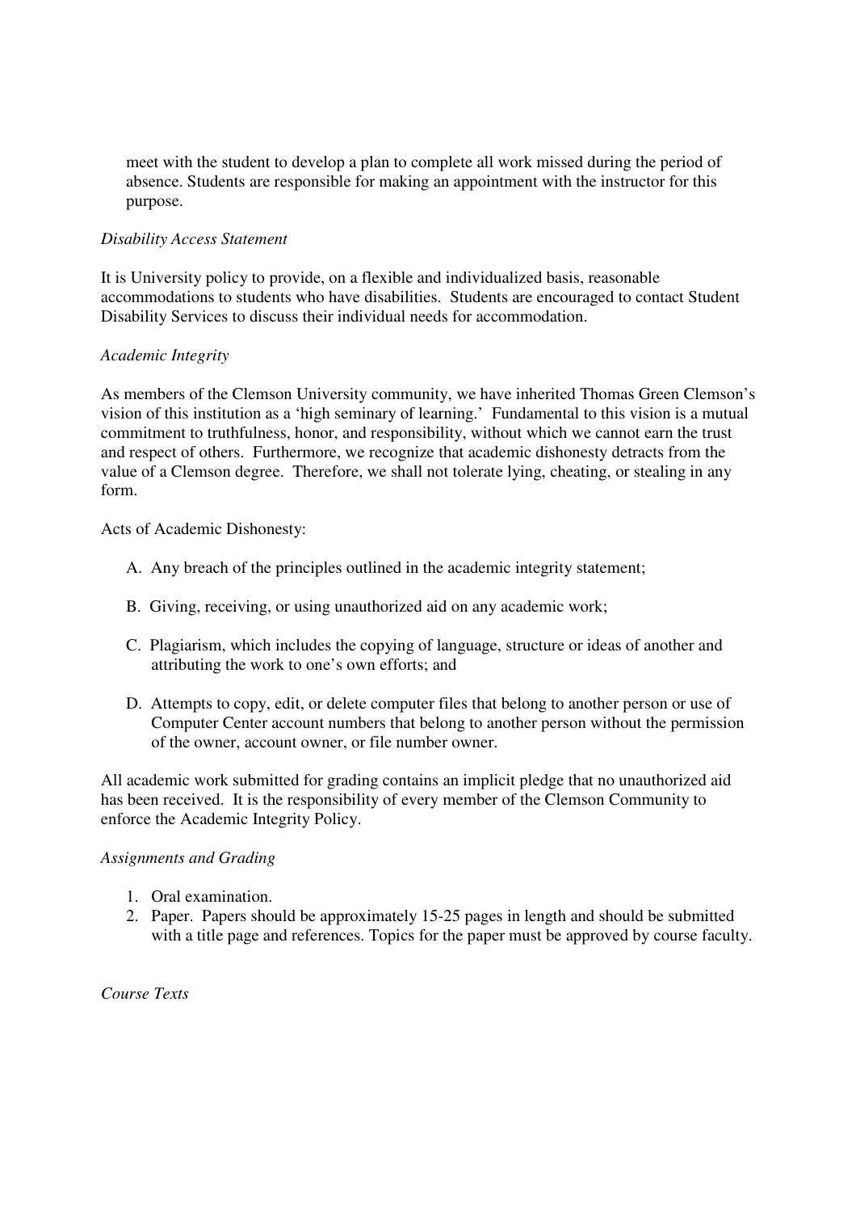meet with the student to develop a plan to complete all work missed during the period of absence. Students are responsible for making an appointment with the instructor for this purpose.

*Disability Access Statement*

It is University policy to provide, on a flexible and individualized basis, reasonable accommodations to students who have disabilities. Students are encouraged to contact Student Disability Services to discuss their individual needs for accommodation.

*Academic Integrity*

As members of the Clemson University community, we have inherited Thomas Green Clemson's vision of this institution as a 'high seminary of learning.' Fundamental to this vision is a mutual commitment to truthfulness, honor, and responsibility, without which we cannot earn the trust and respect of others. Furthermore, we recognize that academic dishonesty detracts from the value of a Clemson degree. Therefore, we shall not tolerate lying, cheating, or stealing in any form.

Acts of Academic Dishonesty:

A. Any breach of the principles outlined in the academic integrity statement;

B. Giving, receiving, or using unauthorized aid on any academic work;

C. Plagiarism, which includes the copying of language, structure or ideas of another and attributing the work to one's own efforts; and

D. Attempts to copy, edit, or delete computer files that belong to another person or use of Computer Center account numbers that belong to another person without the permission of the owner, account owner, or file number owner.

All academic work submitted for grading contains an implicit pledge that no unauthorized aid has been received. It is the responsibility of every member of the Clemson Community to enforce the Academic Integrity Policy.

*Assignments and Grading*

1. Oral examination.
2. Paper. Papers should be approximately 15-25 pages in length and should be submitted with a title page and references. Topics for the paper must be approved by course faculty.

*Course Texts*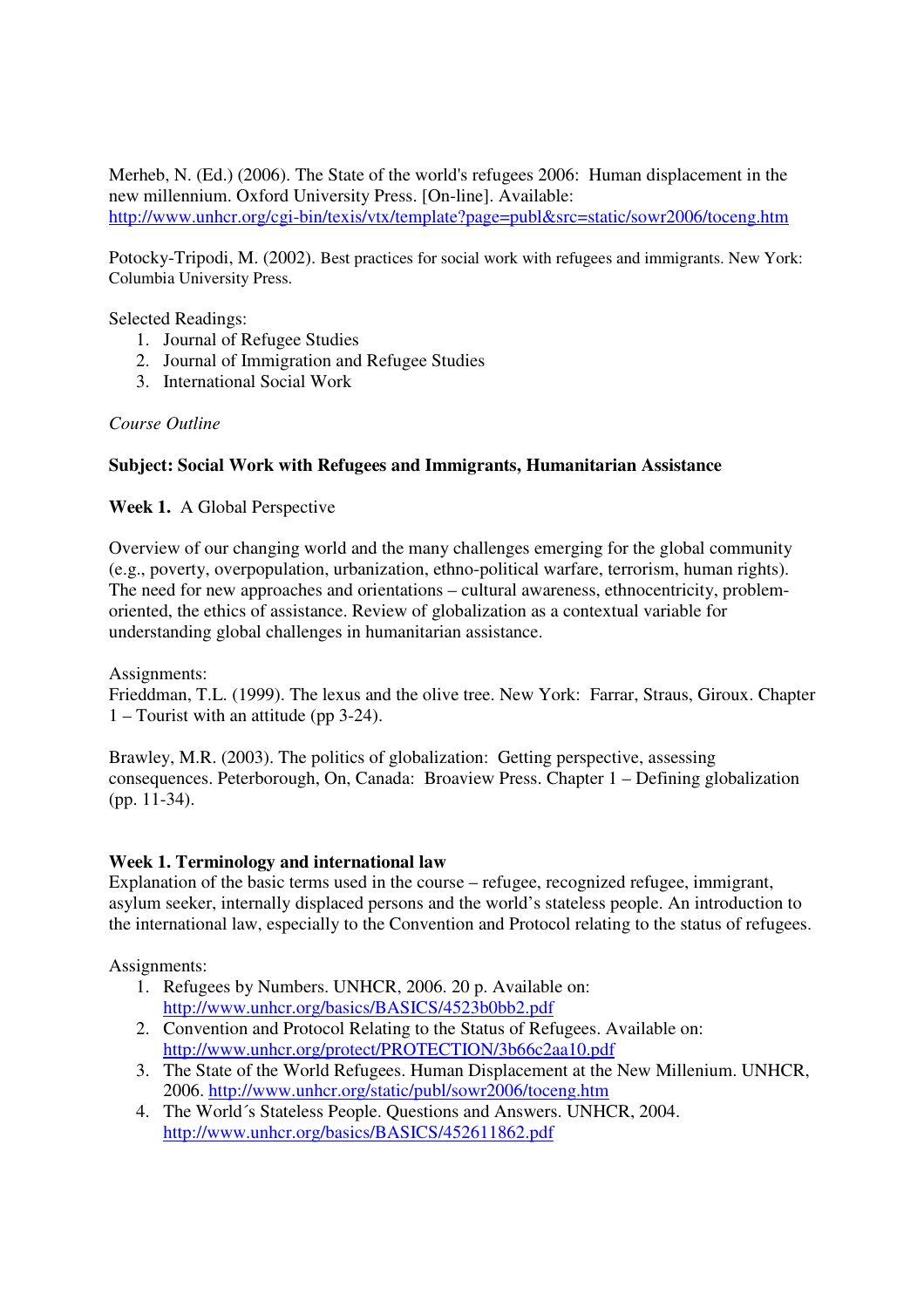Merheb, N. (Ed.) (2006). The State of the world's refugees 2006: Human displacement in the new millennium. Oxford University Press. [On-line]. Available: http://www.unhcr.org/cgi-bin/texis/vtx/template?page=publ&src=static/sowr2006/toceng.htm

Potocky-Tripodi, M. (2002). Best practices for social work with refugees and immigrants. New York: Columbia University Press.

Selected Readings:

1. Journal of Refugee Studies
2. Journal of Immigration and Refugee Studies
3. International Social Work

*Course Outline*

**Subject: Social Work with Refugees and Immigrants, Humanitarian Assistance**

**Week 1.** A Global Perspective

Overview of our changing world and the many challenges emerging for the global community (e.g., poverty, overpopulation, urbanization, ethno-political warfare, terrorism, human rights). The need for new approaches and orientations – cultural awareness, ethnocentricity, problem-oriented, the ethics of assistance. Review of globalization as a contextual variable for understanding global challenges in humanitarian assistance.

Assignments:
Frieddman, T.L. (1999). The lexus and the olive tree. New York: Farrar, Straus, Giroux. Chapter 1 – Tourist with an attitude (pp 3-24).

Brawley, M.R. (2003). The politics of globalization: Getting perspective, assessing consequences. Peterborough, On, Canada: Broaview Press. Chapter 1 – Defining globalization (pp. 11-34).

**Week 1. Terminology and international law**

Explanation of the basic terms used in the course – refugee, recognized refugee, immigrant, asylum seeker, internally displaced persons and the world's stateless people. An introduction to the international law, especially to the Convention and Protocol relating to the status of refugees.

Assignments:

1. Refugees by Numbers. UNHCR, 2006. 20 p. Available on: http://www.unhcr.org/basics/BASICS/4523b0bb2.pdf
2. Convention and Protocol Relating to the Status of Refugees. Available on: http://www.unhcr.org/protect/PROTECTION/3b66c2aa10.pdf
3. The State of the World Refugees. Human Displacement at the New Millenium. UNHCR, 2006. http://www.unhcr.org/static/publ/sowr2006/toceng.htm
4. The World´s Stateless People. Questions and Answers. UNHCR, 2004. http://www.unhcr.org/basics/BASICS/452611862.pdf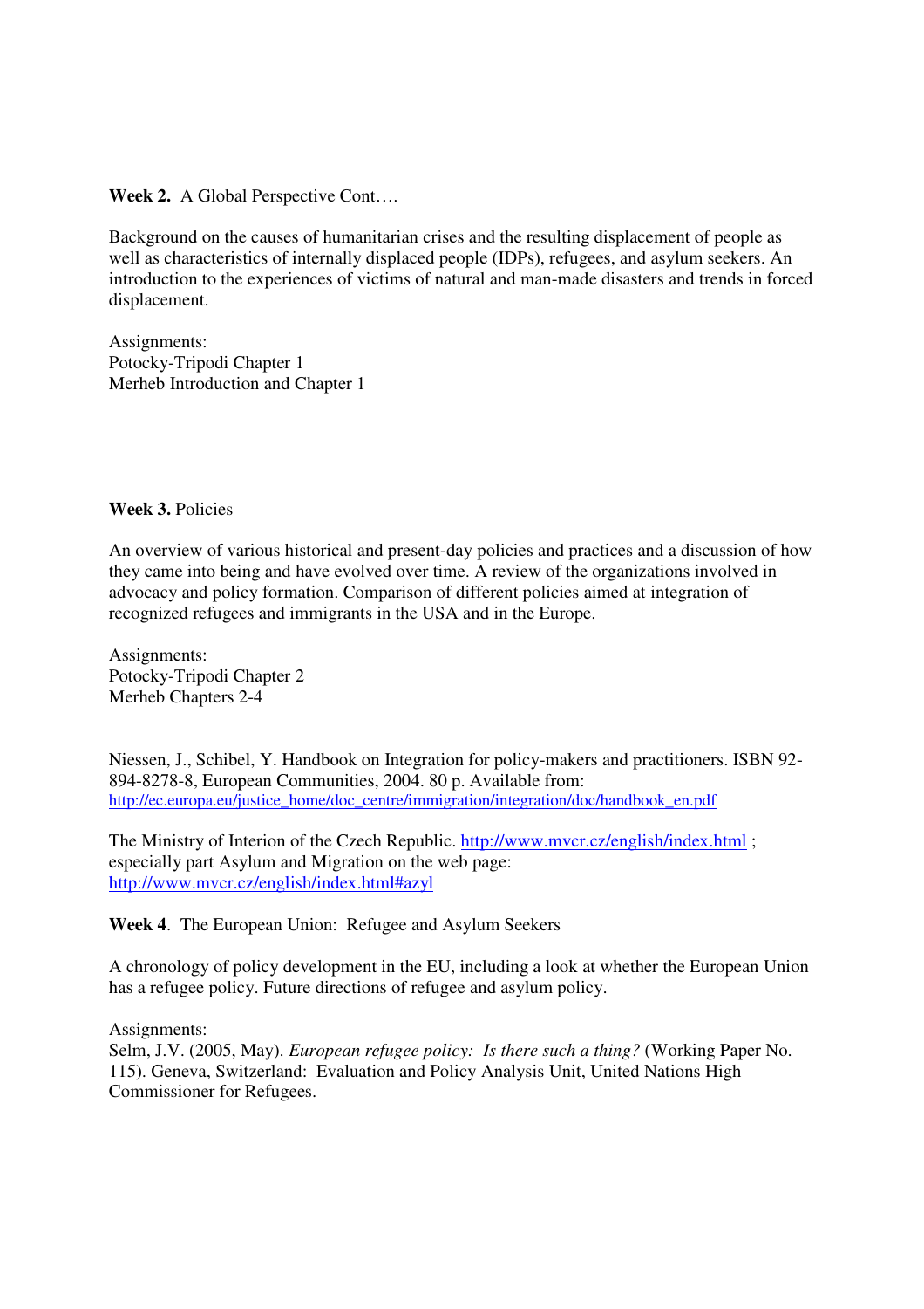**Week 2.** A Global Perspective Cont….

Background on the causes of humanitarian crises and the resulting displacement of people as well as characteristics of internally displaced people (IDPs), refugees, and asylum seekers. An introduction to the experiences of victims of natural and man-made disasters and trends in forced displacement.

Assignments:
Potocky-Tripodi Chapter 1
Merheb Introduction and Chapter 1

**Week 3.** Policies

An overview of various historical and present-day policies and practices and a discussion of how they came into being and have evolved over time. A review of the organizations involved in advocacy and policy formation. Comparison of different policies aimed at integration of recognized refugees and immigrants in the USA and in the Europe.

Assignments:
Potocky-Tripodi Chapter 2
Merheb Chapters 2-4

Niessen, J., Schibel, Y. Handbook on Integration for policy-makers and practitioners. ISBN 92-894-8278-8, European Communities, 2004. 80 p. Available from: http://ec.europa.eu/justice_home/doc_centre/immigration/integration/doc/handbook_en.pdf

The Ministry of Interion of the Czech Republic. http://www.mvcr.cz/english/index.html ; especially part Asylum and Migration on the web page: http://www.mvcr.cz/english/index.html#azyl

**Week 4**. The European Union: Refugee and Asylum Seekers

A chronology of policy development in the EU, including a look at whether the European Union has a refugee policy. Future directions of refugee and asylum policy.

Assignments:
Selm, J.V. (2005, May). *European refugee policy: Is there such a thing?* (Working Paper No. 115). Geneva, Switzerland: Evaluation and Policy Analysis Unit, United Nations High Commissioner for Refugees.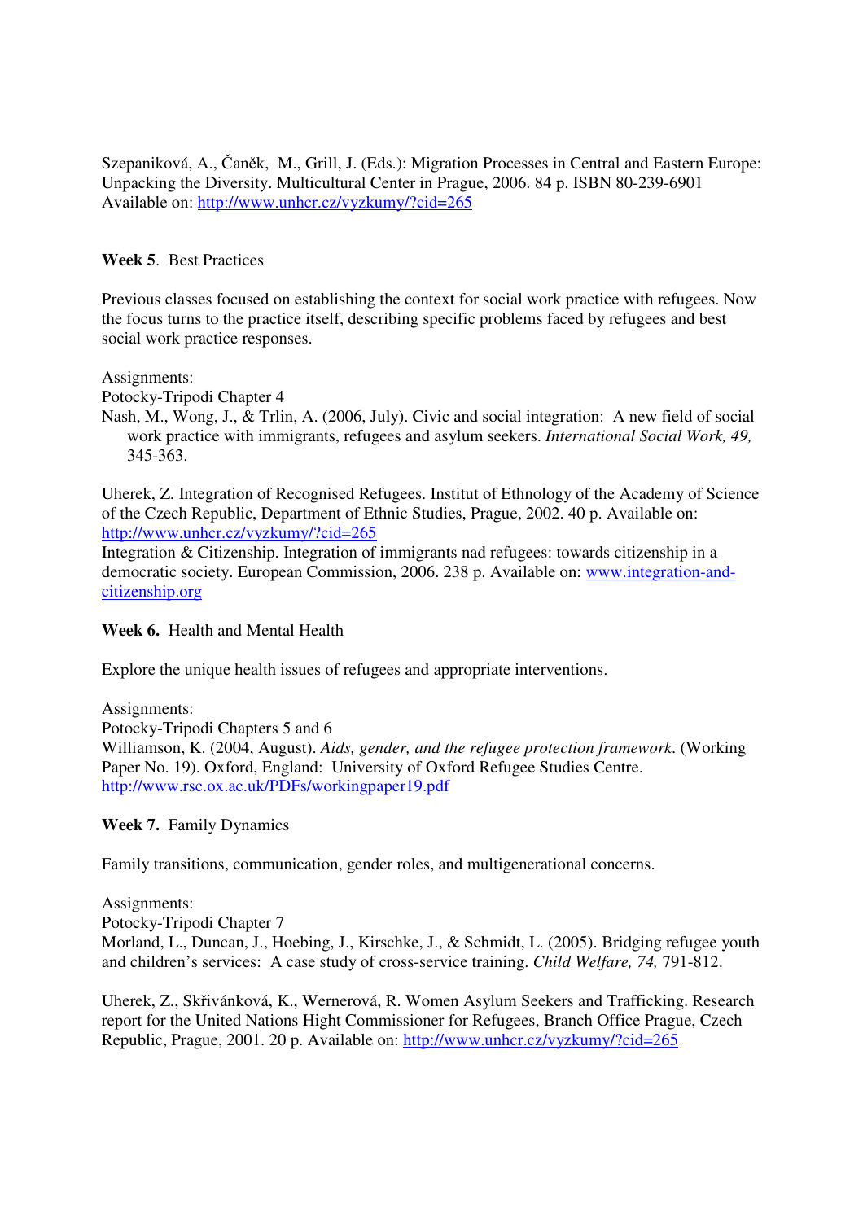Szepaniková, A., Čaněk, M., Grill, J. (Eds.): Migration Processes in Central and Eastern Europe: Unpacking the Diversity. Multicultural Center in Prague, 2006. 84 p. ISBN 80-239-6901 Available on: http://www.unhcr.cz/vyzkumy/?cid=265

**Week 5**. Best Practices

Previous classes focused on establishing the context for social work practice with refugees. Now the focus turns to the practice itself, describing specific problems faced by refugees and best social work practice responses.

Assignments:
Potocky-Tripodi Chapter 4
Nash, M., Wong, J., & Trlin, A. (2006, July). Civic and social integration: A new field of social work practice with immigrants, refugees and asylum seekers. *International Social Work, 49,* 345-363.

Uherek, Z. Integration of Recognised Refugees. Institut of Ethnology of the Academy of Science of the Czech Republic, Department of Ethnic Studies, Prague, 2002. 40 p. Available on: http://www.unhcr.cz/vyzkumy/?cid=265
Integration & Citizenship. Integration of immigrants nad refugees: towards citizenship in a democratic society. European Commission, 2006. 238 p. Available on: www.integration-and-citizenship.org

**Week 6.** Health and Mental Health

Explore the unique health issues of refugees and appropriate interventions.

Assignments:
Potocky-Tripodi Chapters 5 and 6
Williamson, K. (2004, August). *Aids, gender, and the refugee protection framework.* (Working Paper No. 19). Oxford, England: University of Oxford Refugee Studies Centre. http://www.rsc.ox.ac.uk/PDFs/workingpaper19.pdf

**Week 7.** Family Dynamics

Family transitions, communication, gender roles, and multigenerational concerns.

Assignments:
Potocky-Tripodi Chapter 7
Morland, L., Duncan, J., Hoebing, J., Kirschke, J., & Schmidt, L. (2005). Bridging refugee youth and children's services: A case study of cross-service training. *Child Welfare, 74,* 791-812.

Uherek, Z., Skřivánková, K., Wernerová, R. Women Asylum Seekers and Trafficking. Research report for the United Nations Hight Commissioner for Refugees, Branch Office Prague, Czech Republic, Prague, 2001. 20 p. Available on: http://www.unhcr.cz/vyzkumy/?cid=265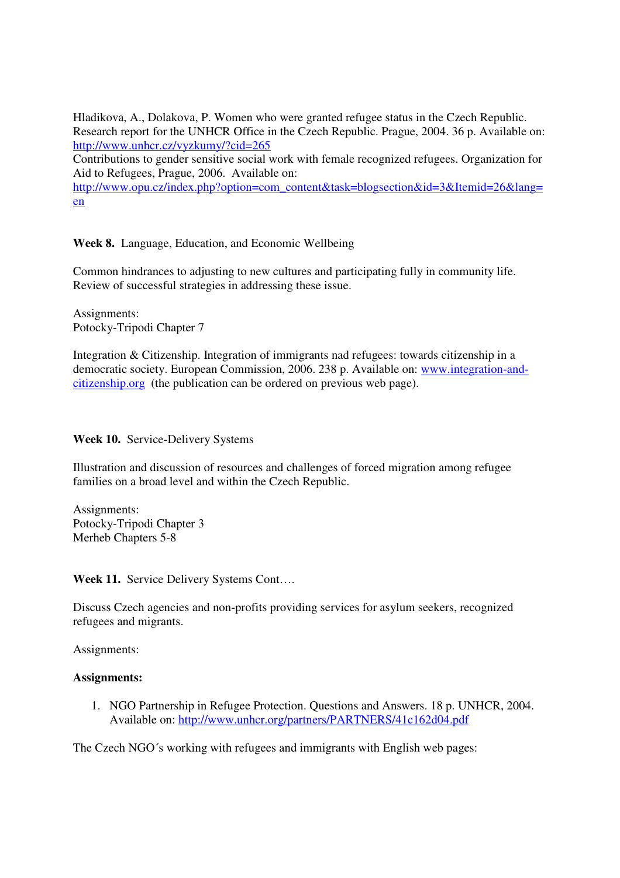Hladikova, A., Dolakova, P. Women who were granted refugee status in the Czech Republic. Research report for the UNHCR Office in the Czech Republic. Prague, 2004. 36 p. Available on: http://www.unhcr.cz/vyzkumy/?cid=265

Contributions to gender sensitive social work with female recognized refugees. Organization for Aid to Refugees, Prague, 2006. Available on: http://www.opu.cz/index.php?option=com_content&task=blogsection&id=3&Itemid=26&lang=en

**Week 8.** Language, Education, and Economic Wellbeing

Common hindrances to adjusting to new cultures and participating fully in community life. Review of successful strategies in addressing these issue.

Assignments:
Potocky-Tripodi Chapter 7

Integration & Citizenship. Integration of immigrants nad refugees: towards citizenship in a democratic society. European Commission, 2006. 238 p. Available on: www.integration-and-citizenship.org (the publication can be ordered on previous web page).

**Week 10.** Service-Delivery Systems

Illustration and discussion of resources and challenges of forced migration among refugee families on a broad level and within the Czech Republic.

Assignments:
Potocky-Tripodi Chapter 3
Merheb Chapters 5-8

**Week 11.** Service Delivery Systems Cont….

Discuss Czech agencies and non-profits providing services for asylum seekers, recognized refugees and migrants.

Assignments:

**Assignments:**

1. NGO Partnership in Refugee Protection. Questions and Answers. 18 p. UNHCR, 2004. Available on: http://www.unhcr.org/partners/PARTNERS/41c162d04.pdf

The Czech NGO´s working with refugees and immigrants with English web pages: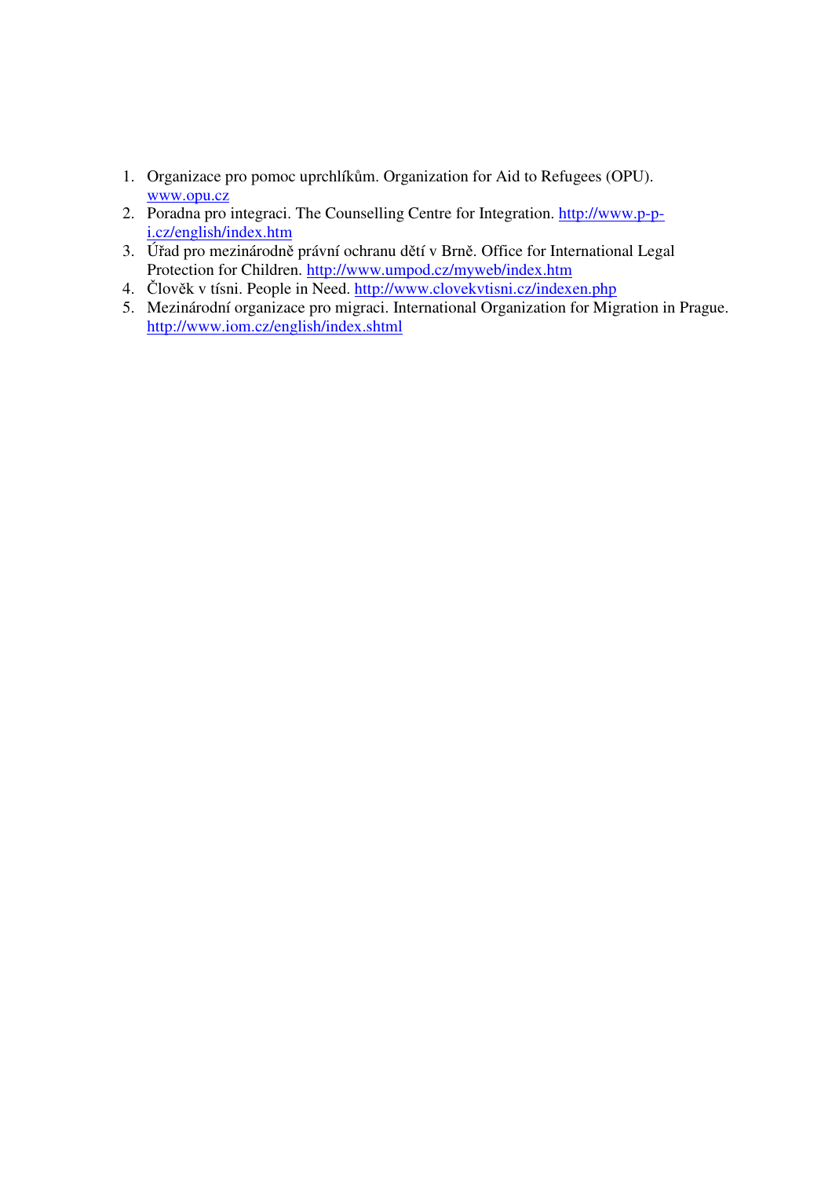1. Organizace pro pomoc uprchlíkům. Organization for Aid to Refugees (OPU). www.opu.cz
2. Poradna pro integraci. The Counselling Centre for Integration. http://www.p-p-i.cz/english/index.htm
3. Úřad pro mezinárodně právní ochranu dětí v Brně. Office for International Legal Protection for Children. http://www.umpod.cz/myweb/index.htm
4. Člověk v tísni. People in Need. http://www.clovekvtisni.cz/indexen.php
5. Mezinárodní organizace pro migraci. International Organization for Migration in Prague. http://www.iom.cz/english/index.shtml